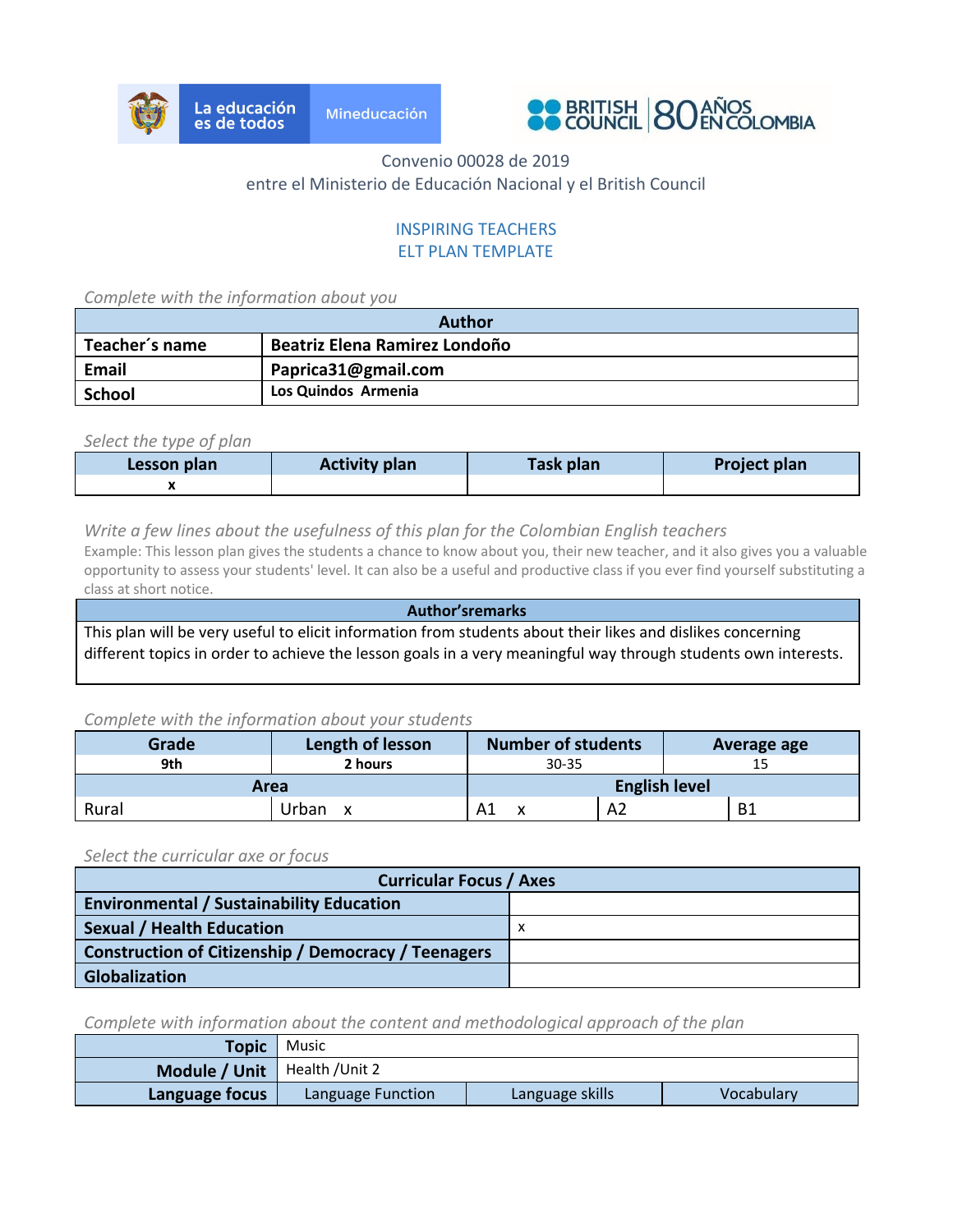Convenio 00028 de 2019
entre el Ministerio de Educación Nacional y el British Council

## INSPIRING TEACHERS
## ELT PLAN TEMPLATE

*Complete with the information about you*

| Author | |
|---|---|
| **Teacher´s name** | **Beatriz Elena Ramirez Londoño** |
| **Email** | **Paprica31@gmail.com** |
| **School** | **Los Quindos Armenia** |

*Select the type of plan*

| Lesson plan | Activity plan | Task plan | Project plan |
|---|---|---|---|
| x | | | |

*Write a few lines about the usefulness of this plan for the Colombian English teachers*

Example: This lesson plan gives the students a chance to know about you, their new teacher, and it also gives you a valuable opportunity to assess your students' level. It can also be a useful and productive class if you ever find yourself substituting a class at short notice.

| Author'sremarks |
|---|
| This plan will be very useful to elicit information from students about their likes and dislikes concerning different topics in order to achieve the lesson goals in a very meaningful way through students own interests. |

*Complete with the information about your students*

| Grade | Length of lesson | Number of students | | Average age | |
|---|---|---|---|---|---|
| 9th | 2 hours | 30-35 | | 15 | |
| **Area** | | **English level** | | | |
| Rural | Urban x | A1 x | A2 | | B1 |

*Select the curricular axe or focus*

| Curricular Focus / Axes | |
|---|---|
| **Environmental / Sustainability Education** | |
| **Sexual / Health Education** | x |
| **Construction of Citizenship / Democracy / Teenagers** | |
| **Globalization** | |

*Complete with information about the content and methodological approach of the plan*

| | | | |
|---|---|---|---|
| **Topic** | Music | | |
| **Module / Unit** | Health /Unit 2 | | |
| **Language focus** | Language Function | Language skills | Vocabulary |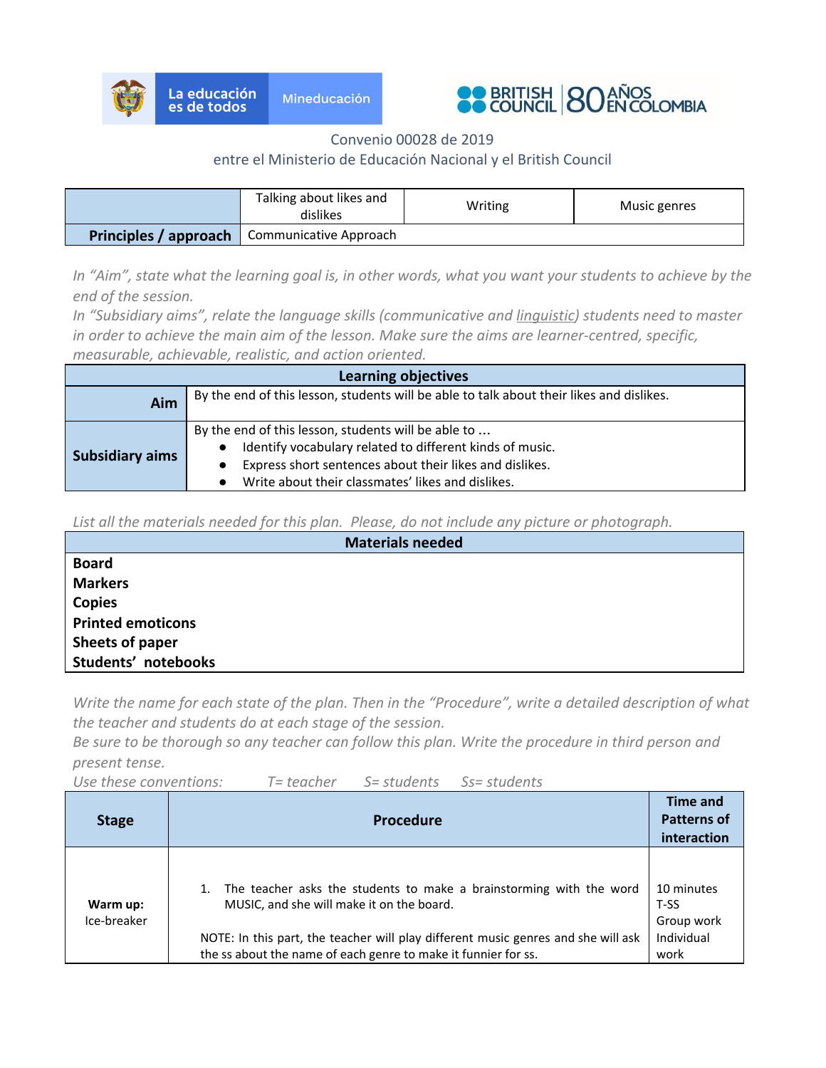La educación es de todos | Mineducación

BRITISH COUNCIL | 80 AÑOS EN COLOMBIA

Convenio 00028 de 2019
entre el Ministerio de Educación Nacional y el British Council

| | Talking about likes and dislikes | Writing | Music genres |
|---|---|---|---|
| **Principles / approach** | Communicative Approach | | |

*In "Aim", state what the learning goal is, in other words, what you want your students to achieve by the end of the session.*
*In "Subsidiary aims", relate the language skills (communicative and linguistic) students need to master in order to achieve the main aim of the lesson. Make sure the aims are learner-centred, specific, measurable, achievable, realistic, and action oriented.*

| **Learning objectives** | |
|---|---|
| **Aim** | By the end of this lesson, students will be able to talk about their likes and dislikes. |
| **Subsidiary aims** | By the end of this lesson, students will be able to ...<br>• Identify vocabulary related to different kinds of music.<br>• Express short sentences about their likes and dislikes.<br>• Write about their classmates' likes and dislikes. |

*List all the materials needed for this plan. Please, do not include any picture or photograph.*

| **Materials needed** |
|---|
| **Board**<br>**Markers**<br>**Copies**<br>**Printed emoticons**<br>**Sheets of paper**<br>**Students' notebooks** |

*Write the name for each state of the plan. Then in the "Procedure", write a detailed description of what the teacher and students do at each stage of the session.*
*Be sure to be thorough so any teacher can follow this plan. Write the procedure in third person and present tense.*
*Use these conventions: T= teacher S= students Ss= students*

| **Stage** | **Procedure** | **Time and Patterns of interaction** |
|---|---|---|
| **Warm up:** Ice-breaker | 1. The teacher asks the students to make a brainstorming with the word MUSIC, and she will make it on the board.<br><br>NOTE: In this part, the teacher will play different music genres and she will ask the ss about the name of each genre to make it funnier for ss. | 10 minutes<br>T-SS<br>Group work<br>Individual work |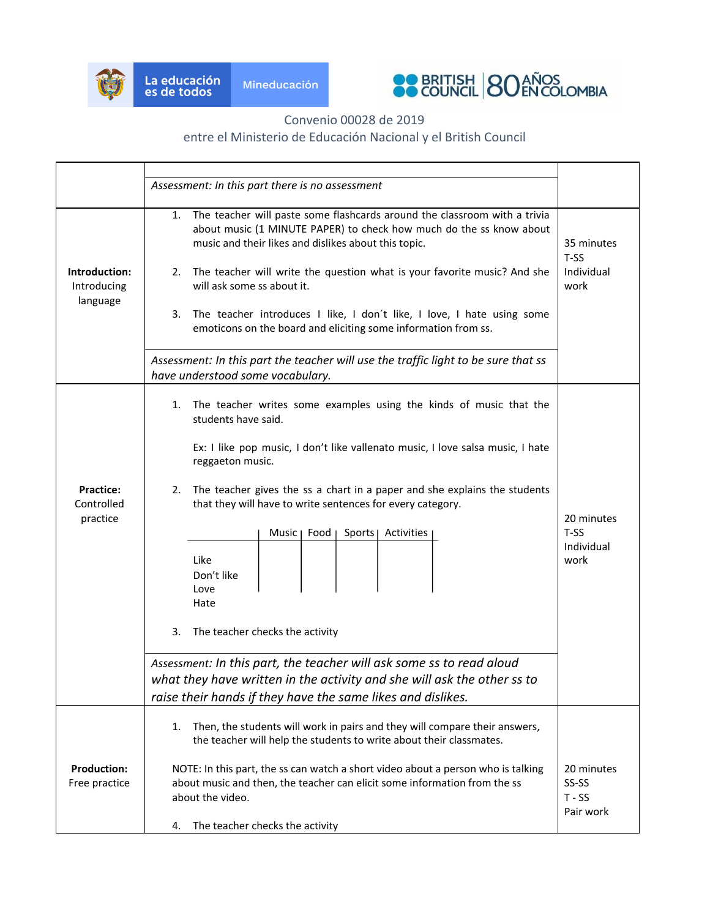Convenio 00028 de 2019
entre el Ministerio de Educación Nacional y el British Council

| | | |
|---|---|---|
| | *Assessment: In this part there is no assessment* | |
| **Introduction:** Introducing language | 1. The teacher will paste some flashcards around the classroom with a trivia about music (1 MINUTE PAPER) to check how much do the ss know about music and their likes and dislikes about this topic.<br><br>2. The teacher will write the question what is your favorite music? And she will ask some ss about it.<br><br>3. The teacher introduces I like, I don´t like, I love, I hate using some emoticons on the board and eliciting some information from ss.<br><br>*Assessment: In this part the teacher will use the traffic light to be sure that ss have understood some vocabulary.* | 35 minutes<br>T-SS<br>Individual work |
| **Practice:** Controlled practice | 1. The teacher writes some examples using the kinds of music that the students have said.<br><br>Ex: I like pop music, I don't like vallenato music, I love salsa music, I hate reggaeton music.<br><br>2. The teacher gives the ss a chart in a paper and she explains the students that they will have to write sentences for every category.<br><br>(Chart: columns Music, Food, Sports, Activities; rows Like, Don't like, Love, Hate)<br><br>3. The teacher checks the activity<br><br>*Assessment: In this part, the teacher will ask some ss to read aloud what they have written in the activity and she will ask the other ss to raise their hands if they have the same likes and dislikes.* | 20 minutes<br>T-SS<br>Individual work |
| **Production:** Free practice | 1. Then, the students will work in pairs and they will compare their answers, the teacher will help the students to write about their classmates.<br><br>NOTE: In this part, the ss can watch a short video about a person who is talking about music and then, the teacher can elicit some information from the ss about the video.<br><br>4. The teacher checks the activity | 20 minutes<br>SS-SS<br>T - SS<br>Pair work |

Chart from Practice step 2:

| | Music | Food | Sports | Activities |
|---|---|---|---|---|
| Like | | | | |
| Don't like | | | | |
| Love | | | | |
| Hate | | | | |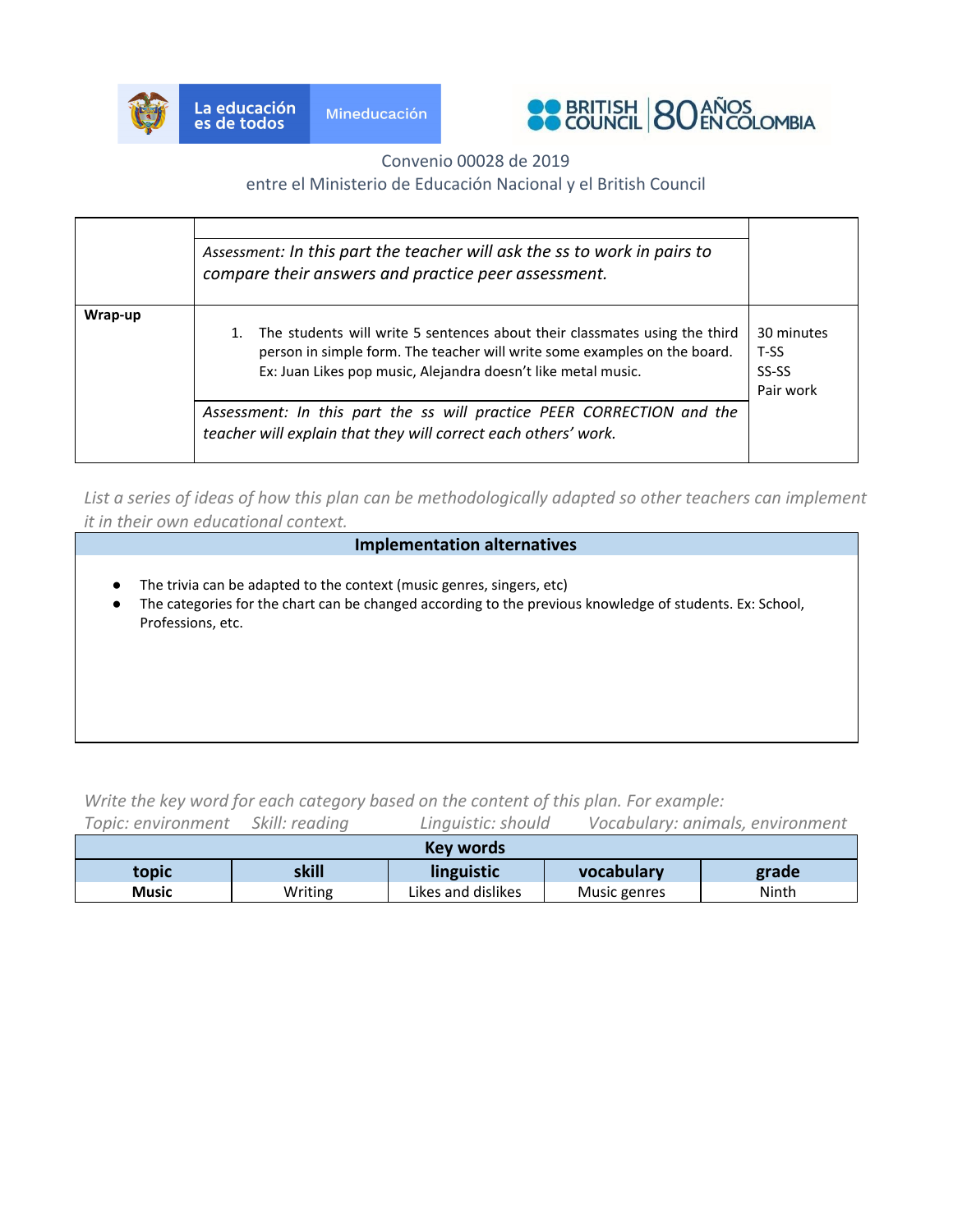| | | |
|---|---|---|
| | *Assessment: In this part the teacher will ask the ss to work in pairs to compare their answers and practice peer assessment.* | |
| **Wrap-up** | 1. The students will write 5 sentences about their classmates using the third person in simple form. The teacher will write some examples on the board. Ex: Juan Likes pop music, Alejandra doesn't like metal music. | 30 minutes<br>T-SS<br>SS-SS<br>Pair work |
| | *Assessment: In this part the ss will practice PEER CORRECTION and the teacher will explain that they will correct each others' work.* | |

*List a series of ideas of how this plan can be methodologically adapted so other teachers can implement it in their own educational context.*

| **Implementation alternatives** |
|---|
| • The trivia can be adapted to the context (music genres, singers, etc)<br>• The categories for the chart can be changed according to the previous knowledge of students. Ex: School, Professions, etc. |

*Write the key word for each category based on the content of this plan. For example:*
*Topic: environment Skill: reading Linguistic: should Vocabulary: animals, environment*

| **Key words** | | | | |
|---|---|---|---|---|
| **topic** | **skill** | **linguistic** | **vocabulary** | **grade** |
| **Music** | Writing | Likes and dislikes | Music genres | Ninth |